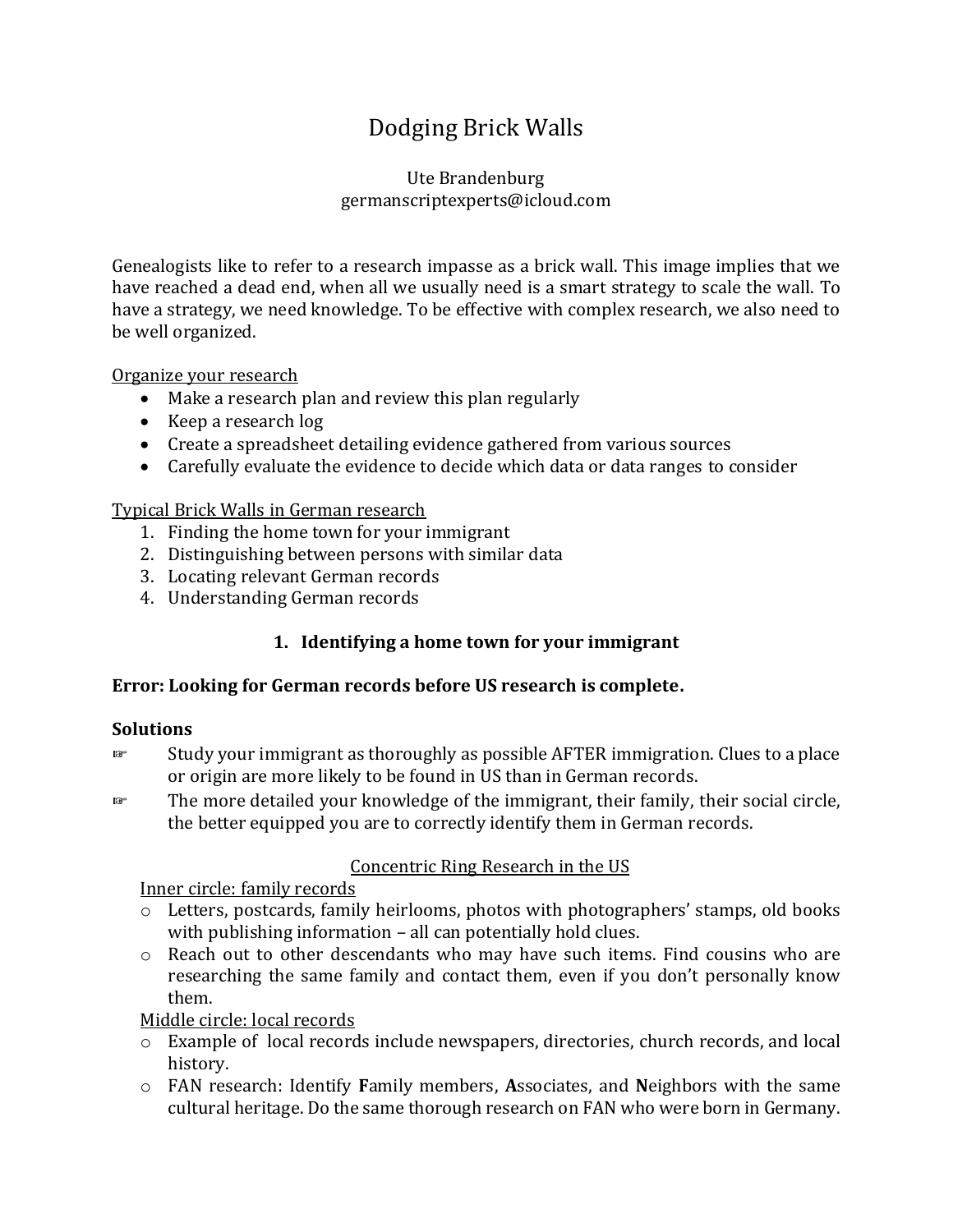# Dodging Brick Walls

Ute Brandenburg
germanscriptexperts@icloud.com

Genealogists like to refer to a research impasse as a brick wall. This image implies that we have reached a dead end, when all we usually need is a smart strategy to scale the wall. To have a strategy, we need knowledge. To be effective with complex research, we also need to be well organized.

Organize your research

- Make a research plan and review this plan regularly
- Keep a research log
- Create a spreadsheet detailing evidence gathered from various sources
- Carefully evaluate the evidence to decide which data or data ranges to consider

Typical Brick Walls in German research

1. Finding the home town for your immigrant
2. Distinguishing between persons with similar data
3. Locating relevant German records
4. Understanding German records

## 1. Identifying a home town for your immigrant

**Error: Looking for German records before US research is complete.**

**Solutions**

- ☞ Study your immigrant as thoroughly as possible AFTER immigration. Clues to a place or origin are more likely to be found in US than in German records.
- ☞ The more detailed your knowledge of the immigrant, their family, their social circle, the better equipped you are to correctly identify them in German records.

Concentric Ring Research in the US

Inner circle: family records

- Letters, postcards, family heirlooms, photos with photographers' stamps, old books with publishing information – all can potentially hold clues.
- Reach out to other descendants who may have such items. Find cousins who are researching the same family and contact them, even if you don't personally know them.

Middle circle: local records

- Example of local records include newspapers, directories, church records, and local history.
- FAN research: Identify **F**amily members, **A**ssociates, and **N**eighbors with the same cultural heritage. Do the same thorough research on FAN who were born in Germany.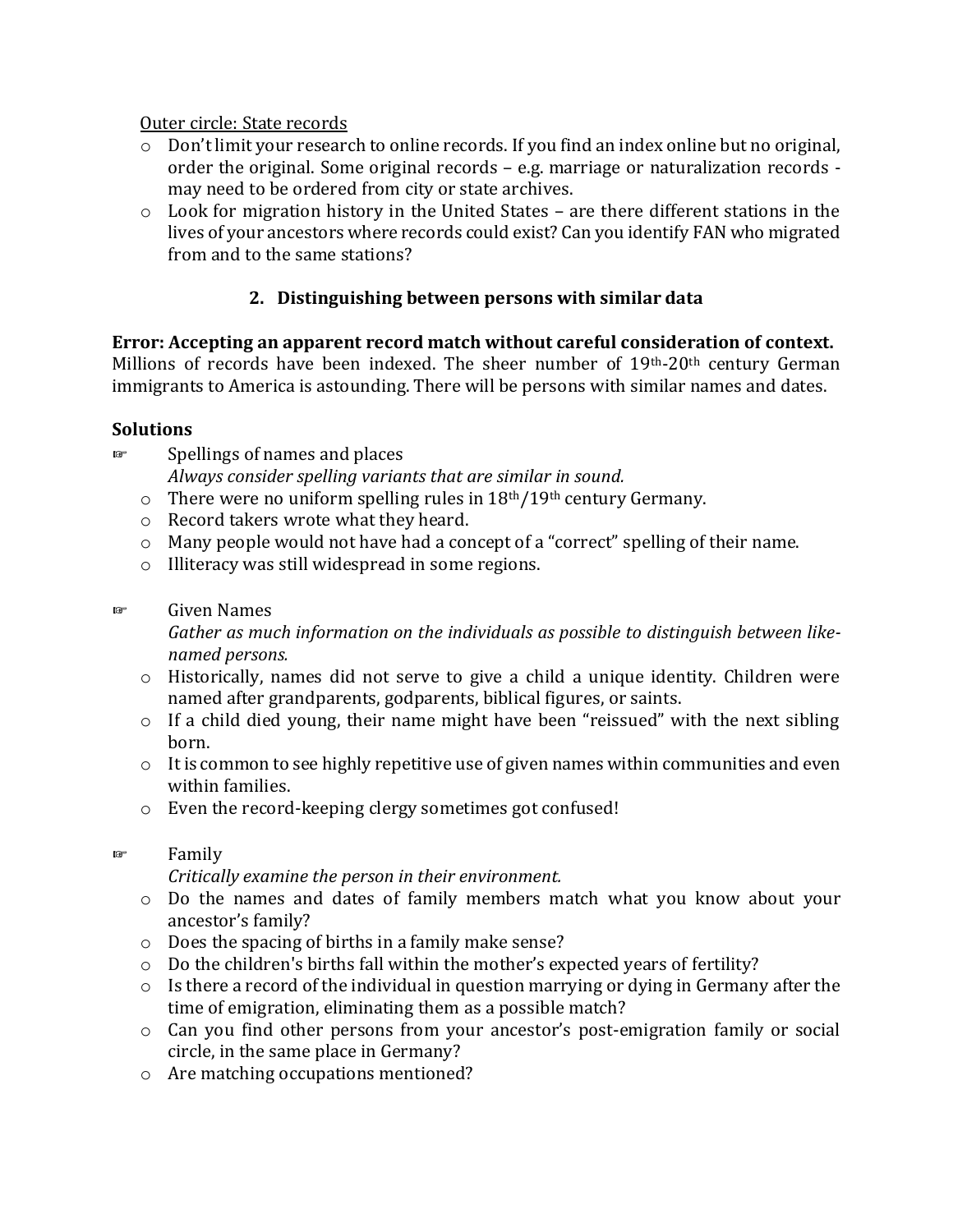<u>Outer circle: State records</u>

- Don't limit your research to online records. If you find an index online but no original, order the original. Some original records – e.g. marriage or naturalization records - may need to be ordered from city or state archives.
- Look for migration history in the United States – are there different stations in the lives of your ancestors where records could exist? Can you identify FAN who migrated from and to the same stations?

## 2. Distinguishing between persons with similar data

**Error: Accepting an apparent record match without careful consideration of context.**
Millions of records have been indexed. The sheer number of 19th-20th century German immigrants to America is astounding. There will be persons with similar names and dates.

### Solutions

☞ Spellings of names and places
*Always consider spelling variants that are similar in sound.*

- There were no uniform spelling rules in 18th/19th century Germany.
- Record takers wrote what they heard.
- Many people would not have had a concept of a "correct" spelling of their name.
- Illiteracy was still widespread in some regions.

☞ Given Names
*Gather as much information on the individuals as possible to distinguish between like-named persons.*

- Historically, names did not serve to give a child a unique identity. Children were named after grandparents, godparents, biblical figures, or saints.
- If a child died young, their name might have been "reissued" with the next sibling born.
- It is common to see highly repetitive use of given names within communities and even within families.
- Even the record-keeping clergy sometimes got confused!

☞ Family
*Critically examine the person in their environment.*

- Do the names and dates of family members match what you know about your ancestor's family?
- Does the spacing of births in a family make sense?
- Do the children's births fall within the mother's expected years of fertility?
- Is there a record of the individual in question marrying or dying in Germany after the time of emigration, eliminating them as a possible match?
- Can you find other persons from your ancestor's post-emigration family or social circle, in the same place in Germany?
- Are matching occupations mentioned?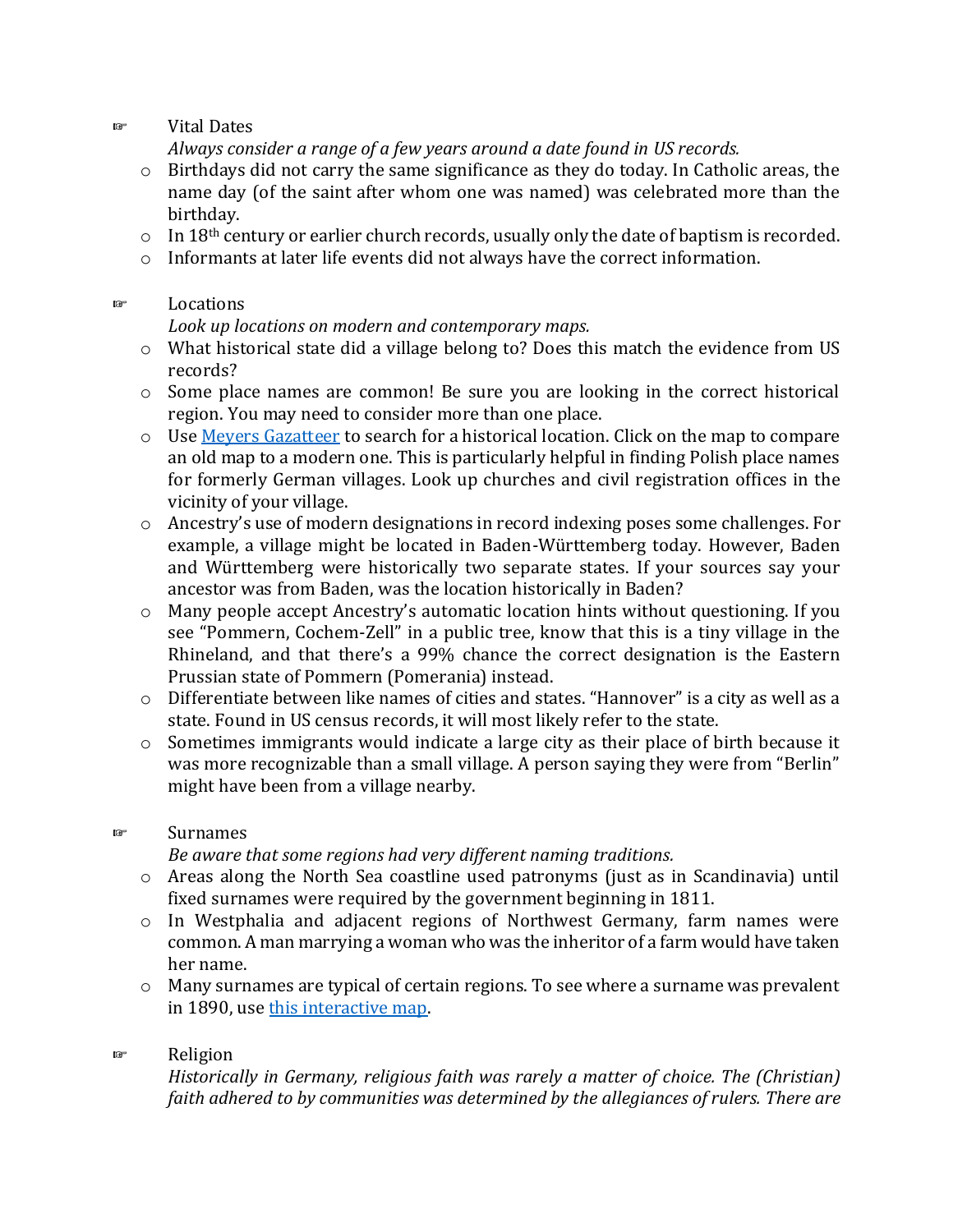☞ Vital Dates

*Always consider a range of a few years around a date found in US records.*

- Birthdays did not carry the same significance as they do today. In Catholic areas, the name day (of the saint after whom one was named) was celebrated more than the birthday.
- In 18th century or earlier church records, usually only the date of baptism is recorded.
- Informants at later life events did not always have the correct information.

☞ Locations

*Look up locations on modern and contemporary maps.*

- What historical state did a village belong to? Does this match the evidence from US records?
- Some place names are common! Be sure you are looking in the correct historical region. You may need to consider more than one place.
- Use [Meyers Gazatteer]() to search for a historical location. Click on the map to compare an old map to a modern one. This is particularly helpful in finding Polish place names for formerly German villages. Look up churches and civil registration offices in the vicinity of your village.
- Ancestry's use of modern designations in record indexing poses some challenges. For example, a village might be located in Baden-Württemberg today. However, Baden and Württemberg were historically two separate states. If your sources say your ancestor was from Baden, was the location historically in Baden?
- Many people accept Ancestry's automatic location hints without questioning. If you see "Pommern, Cochem-Zell" in a public tree, know that this is a tiny village in the Rhineland, and that there's a 99% chance the correct designation is the Eastern Prussian state of Pommern (Pomerania) instead.
- Differentiate between like names of cities and states. "Hannover" is a city as well as a state. Found in US census records, it will most likely refer to the state.
- Sometimes immigrants would indicate a large city as their place of birth because it was more recognizable than a small village. A person saying they were from "Berlin" might have been from a village nearby.

☞ Surnames

*Be aware that some regions had very different naming traditions.*

- Areas along the North Sea coastline used patronyms (just as in Scandinavia) until fixed surnames were required by the government beginning in 1811.
- In Westphalia and adjacent regions of Northwest Germany, farm names were common. A man marrying a woman who was the inheritor of a farm would have taken her name.
- Many surnames are typical of certain regions. To see where a surname was prevalent in 1890, use [this interactive map]().

☞ Religion

*Historically in Germany, religious faith was rarely a matter of choice. The (Christian) faith adhered to by communities was determined by the allegiances of rulers. There are*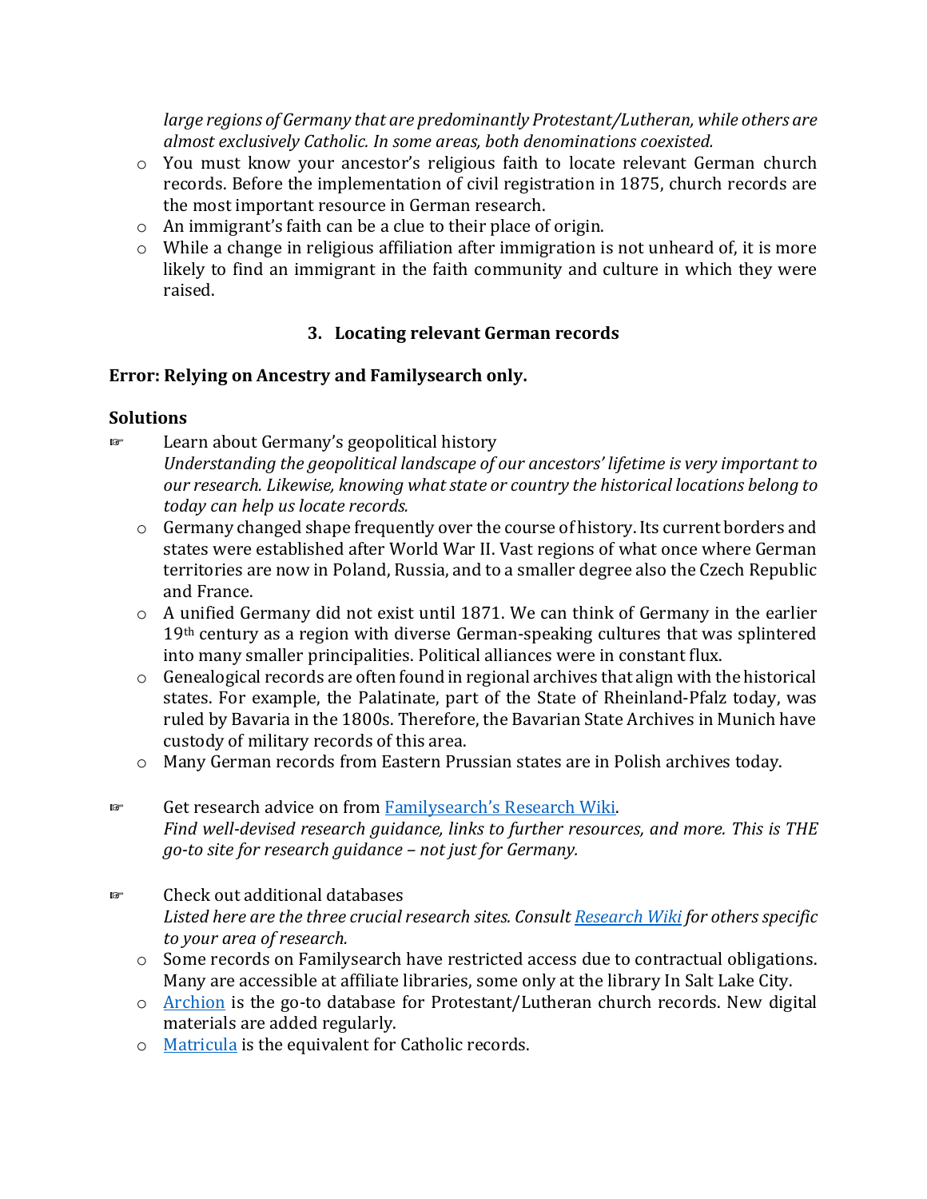*large regions of Germany that are predominantly Protestant/Lutheran, while others are almost exclusively Catholic. In some areas, both denominations coexisted.*

- You must know your ancestor's religious faith to locate relevant German church records. Before the implementation of civil registration in 1875, church records are the most important resource in German research.
- An immigrant's faith can be a clue to their place of origin.
- While a change in religious affiliation after immigration is not unheard of, it is more likely to find an immigrant in the faith community and culture in which they were raised.

### 3. Locating relevant German records

**Error: Relying on Ancestry and Familysearch only.**

**Solutions**

☞ Learn about Germany's geopolitical history
*Understanding the geopolitical landscape of our ancestors' lifetime is very important to our research. Likewise, knowing what state or country the historical locations belong to today can help us locate records.*

- Germany changed shape frequently over the course of history. Its current borders and states were established after World War II. Vast regions of what once where German territories are now in Poland, Russia, and to a smaller degree also the Czech Republic and France.
- A unified Germany did not exist until 1871. We can think of Germany in the earlier 19th century as a region with diverse German-speaking cultures that was splintered into many smaller principalities. Political alliances were in constant flux.
- Genealogical records are often found in regional archives that align with the historical states. For example, the Palatinate, part of the State of Rheinland-Pfalz today, was ruled by Bavaria in the 1800s. Therefore, the Bavarian State Archives in Munich have custody of military records of this area.
- Many German records from Eastern Prussian states are in Polish archives today.

☞ Get research advice on from [Familysearch's Research Wiki](Familysearch's Research Wiki).
*Find well-devised research guidance, links to further resources, and more. This is THE go-to site for research guidance – not just for Germany.*

☞ Check out additional databases
*Listed here are the three crucial research sites. Consult [Research Wiki](Research Wiki) for others specific to your area of research.*

- Some records on Familysearch have restricted access due to contractual obligations. Many are accessible at affiliate libraries, some only at the library In Salt Lake City.
- [Archion](Archion) is the go-to database for Protestant/Lutheran church records. New digital materials are added regularly.
- [Matricula](Matricula) is the equivalent for Catholic records.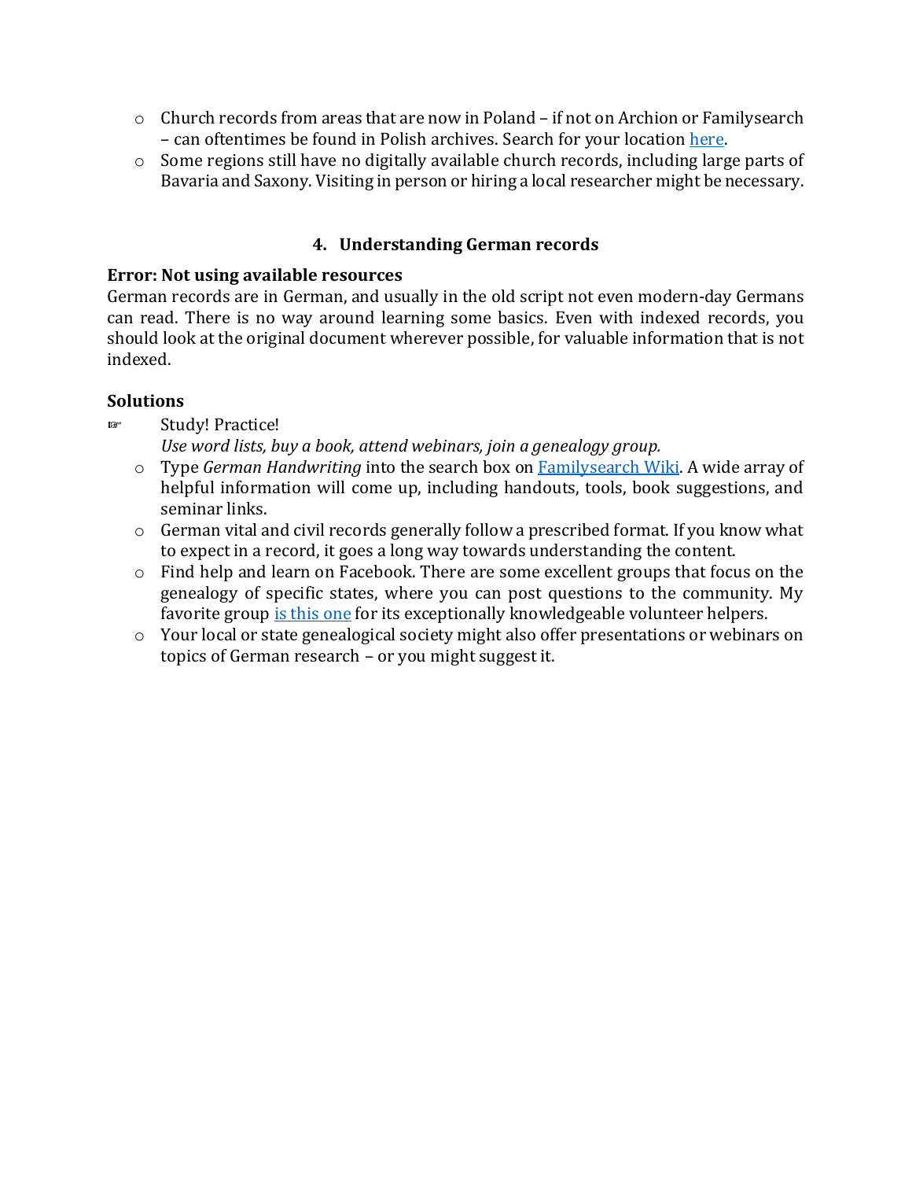- Church records from areas that are now in Poland – if not on Archion or Familysearch – can oftentimes be found in Polish archives. Search for your location here.
- Some regions still have no digitally available church records, including large parts of Bavaria and Saxony. Visiting in person or hiring a local researcher might be necessary.

## 4. Understanding German records

**Error: Not using available resources**

German records are in German, and usually in the old script not even modern-day Germans can read. There is no way around learning some basics. Even with indexed records, you should look at the original document wherever possible, for valuable information that is not indexed.

**Solutions**

☞ Study! Practice!
*Use word lists, buy a book, attend webinars, join a genealogy group.*

- Type *German Handwriting* into the search box on Familysearch Wiki. A wide array of helpful information will come up, including handouts, tools, book suggestions, and seminar links.
- German vital and civil records generally follow a prescribed format. If you know what to expect in a record, it goes a long way towards understanding the content.
- Find help and learn on Facebook. There are some excellent groups that focus on the genealogy of specific states, where you can post questions to the community. My favorite group is this one for its exceptionally knowledgeable volunteer helpers.
- Your local or state genealogical society might also offer presentations or webinars on topics of German research – or you might suggest it.